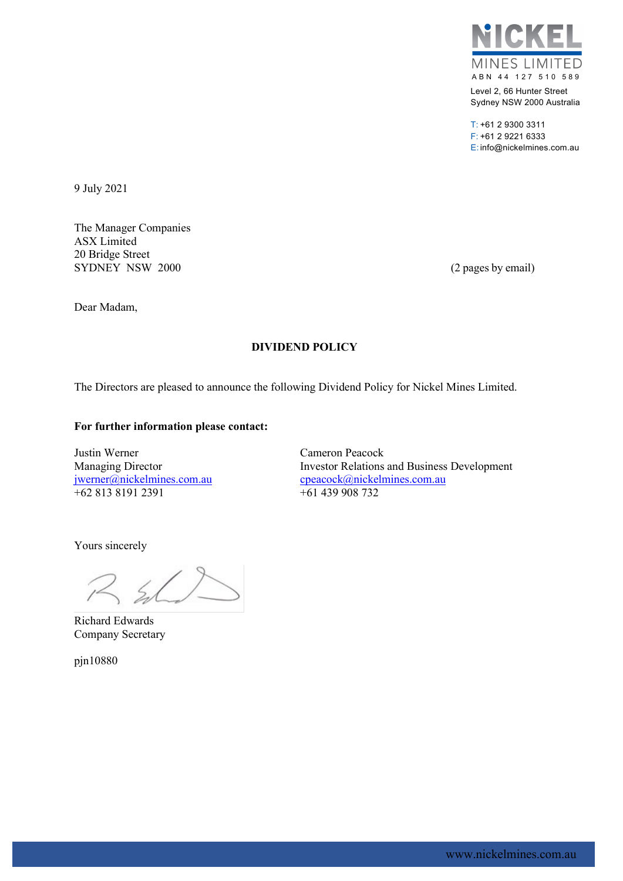NICKEL MINES LIMITED
ABN 44 127 510 589

Level 2, 66 Hunter Street
Sydney NSW 2000 Australia

T: +61 2 9300 3311
F: +61 2 9221 6333
E: info@nickelmines.com.au

9 July 2021

The Manager Companies
ASX Limited
20 Bridge Street
SYDNEY NSW 2000

(2 pages by email)

Dear Madam,

**DIVIDEND POLICY**

The Directors are pleased to announce the following Dividend Policy for Nickel Mines Limited.

**For further information please contact:**

Justin Werner
Managing Director
jwerner@nickelmines.com.au
+62 813 8191 2391

Cameron Peacock
Investor Relations and Business Development
cpeacock@nickelmines.com.au
+61 439 908 732

Yours sincerely

Richard Edwards
Company Secretary

pjn10880

www.nickelmines.com.au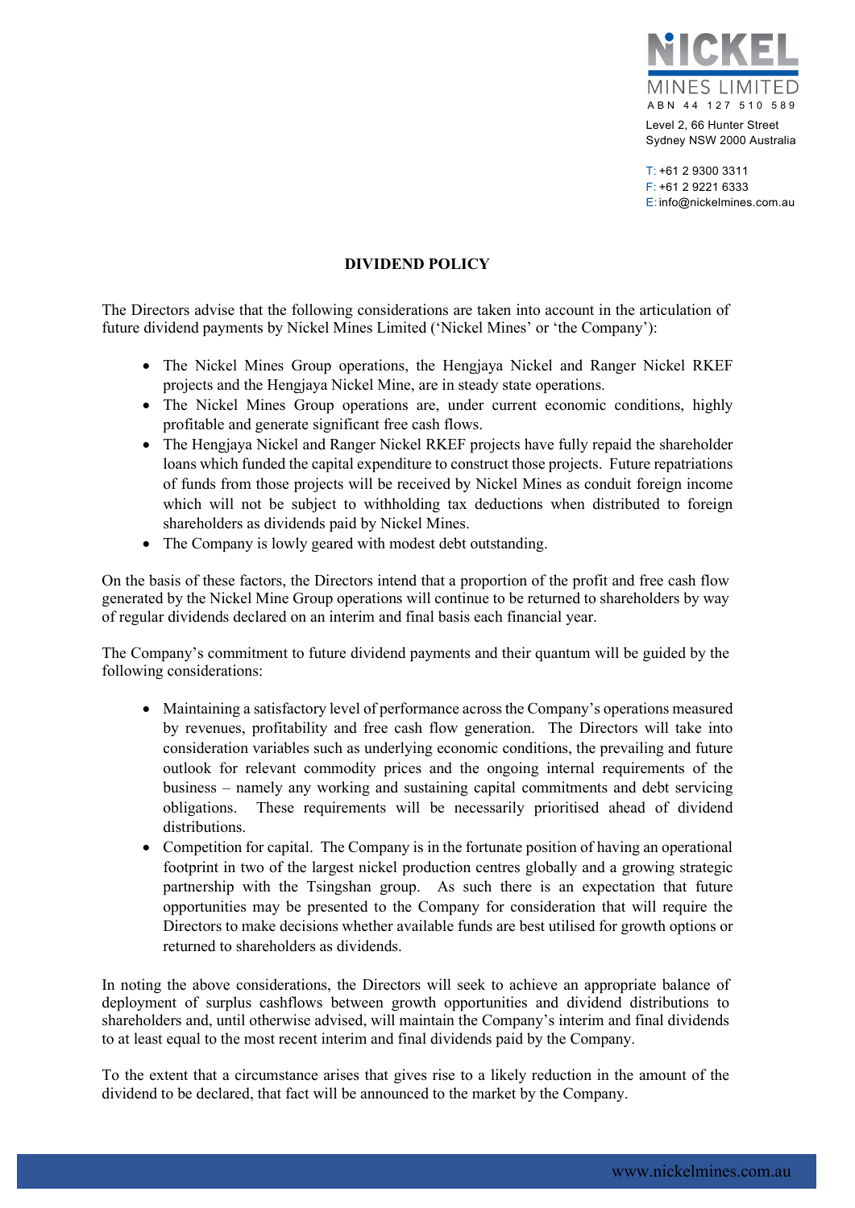NICKEL
MINES LIMITED
ABN 44 127 510 589

Level 2, 66 Hunter Street
Sydney NSW 2000 Australia

T: +61 2 9300 3311
F: +61 2 9221 6333
E: info@nickelmines.com.au

# DIVIDEND POLICY

The Directors advise that the following considerations are taken into account in the articulation of future dividend payments by Nickel Mines Limited ('Nickel Mines' or 'the Company'):

- The Nickel Mines Group operations, the Hengjaya Nickel and Ranger Nickel RKEF projects and the Hengjaya Nickel Mine, are in steady state operations.
- The Nickel Mines Group operations are, under current economic conditions, highly profitable and generate significant free cash flows.
- The Hengjaya Nickel and Ranger Nickel RKEF projects have fully repaid the shareholder loans which funded the capital expenditure to construct those projects. Future repatriations of funds from those projects will be received by Nickel Mines as conduit foreign income which will not be subject to withholding tax deductions when distributed to foreign shareholders as dividends paid by Nickel Mines.
- The Company is lowly geared with modest debt outstanding.

On the basis of these factors, the Directors intend that a proportion of the profit and free cash flow generated by the Nickel Mine Group operations will continue to be returned to shareholders by way of regular dividends declared on an interim and final basis each financial year.

The Company's commitment to future dividend payments and their quantum will be guided by the following considerations:

- Maintaining a satisfactory level of performance across the Company's operations measured by revenues, profitability and free cash flow generation. The Directors will take into consideration variables such as underlying economic conditions, the prevailing and future outlook for relevant commodity prices and the ongoing internal requirements of the business – namely any working and sustaining capital commitments and debt servicing obligations. These requirements will be necessarily prioritised ahead of dividend distributions.
- Competition for capital. The Company is in the fortunate position of having an operational footprint in two of the largest nickel production centres globally and a growing strategic partnership with the Tsingshan group. As such there is an expectation that future opportunities may be presented to the Company for consideration that will require the Directors to make decisions whether available funds are best utilised for growth options or returned to shareholders as dividends.

In noting the above considerations, the Directors will seek to achieve an appropriate balance of deployment of surplus cashflows between growth opportunities and dividend distributions to shareholders and, until otherwise advised, will maintain the Company's interim and final dividends to at least equal to the most recent interim and final dividends paid by the Company.

To the extent that a circumstance arises that gives rise to a likely reduction in the amount of the dividend to be declared, that fact will be announced to the market by the Company.

www.nickelmines.com.au